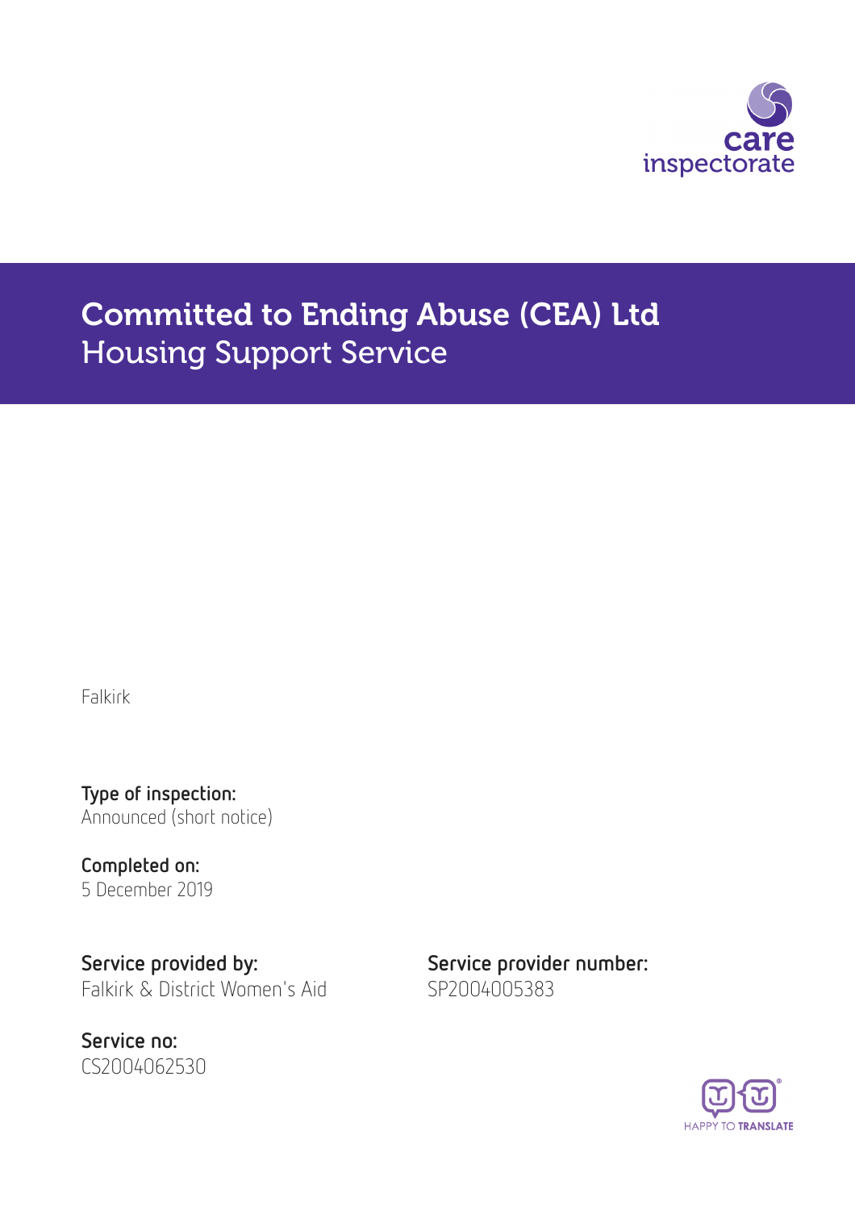# Committed to Ending Abuse (CEA) Ltd
## Housing Support Service

Falkirk

**Type of inspection:**
Announced (short notice)

**Completed on:**
5 December 2019

**Service provided by:**
Falkirk & District Women's Aid

**Service provider number:**
SP2004005383

**Service no:**
CS2004062530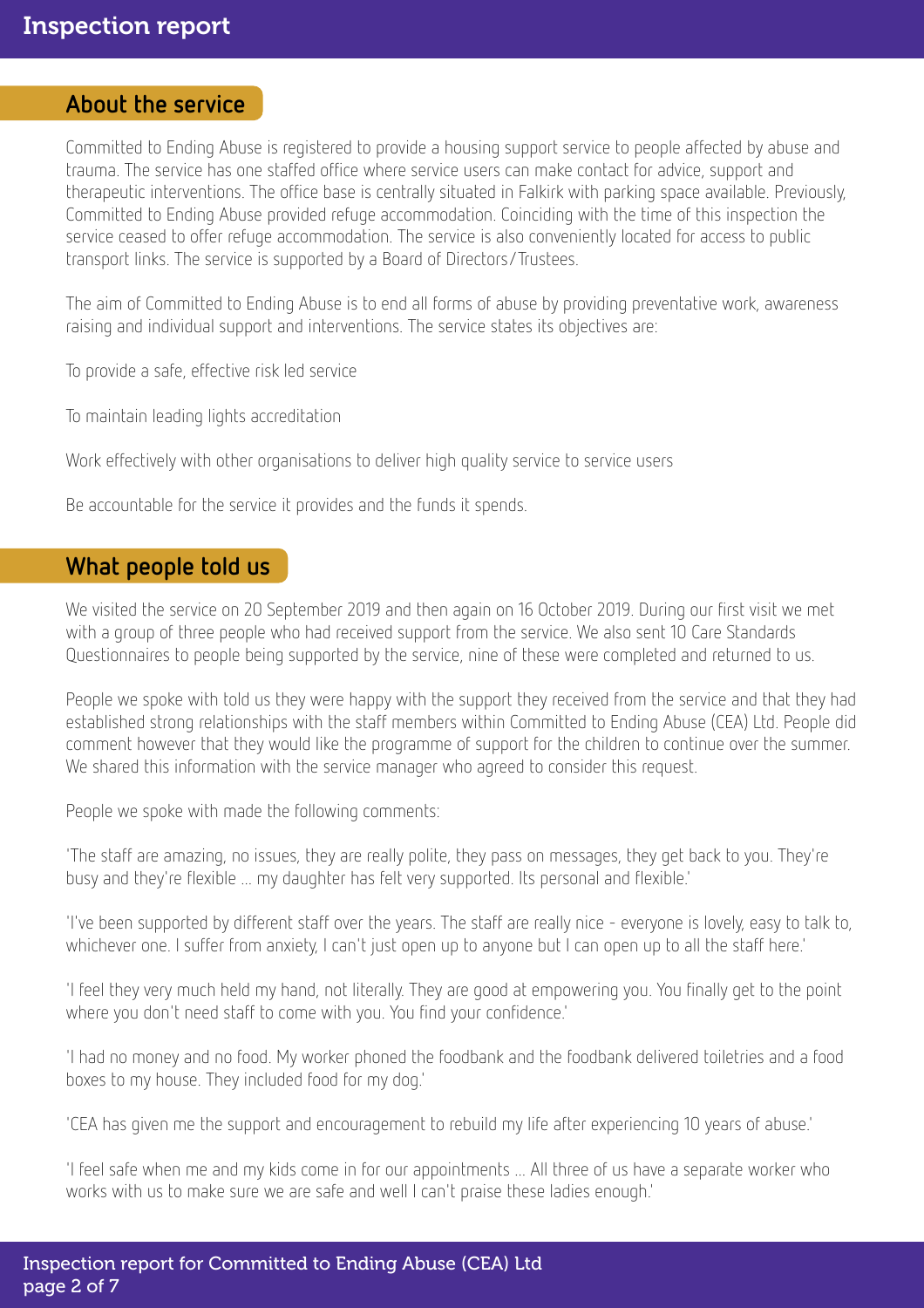## About the service

Committed to Ending Abuse is registered to provide a housing support service to people affected by abuse and trauma. The service has one staffed office where service users can make contact for advice, support and therapeutic interventions. The office base is centrally situated in Falkirk with parking space available. Previously, Committed to Ending Abuse provided refuge accommodation. Coinciding with the time of this inspection the service ceased to offer refuge accommodation. The service is also conveniently located for access to public transport links. The service is supported by a Board of Directors/Trustees.

The aim of Committed to Ending Abuse is to end all forms of abuse by providing preventative work, awareness raising and individual support and interventions. The service states its objectives are:

To provide a safe, effective risk led service

To maintain leading lights accreditation

Work effectively with other organisations to deliver high quality service to service users

Be accountable for the service it provides and the funds it spends.

## What people told us

We visited the service on 20 September 2019 and then again on 16 October 2019. During our first visit we met with a group of three people who had received support from the service. We also sent 10 Care Standards Questionnaires to people being supported by the service, nine of these were completed and returned to us.

People we spoke with told us they were happy with the support they received from the service and that they had established strong relationships with the staff members within Committed to Ending Abuse (CEA) Ltd. People did comment however that they would like the programme of support for the children to continue over the summer. We shared this information with the service manager who agreed to consider this request.

People we spoke with made the following comments:

'The staff are amazing, no issues, they are really polite, they pass on messages, they get back to you. They're busy and they're flexible ... my daughter has felt very supported. Its personal and flexible.'

'I've been supported by different staff over the years. The staff are really nice - everyone is lovely, easy to talk to, whichever one. I suffer from anxiety, I can't just open up to anyone but I can open up to all the staff here.'

'I feel they very much held my hand, not literally. They are good at empowering you. You finally get to the point where you don't need staff to come with you. You find your confidence.'

'I had no money and no food. My worker phoned the foodbank and the foodbank delivered toiletries and a food boxes to my house. They included food for my dog.'

'CEA has given me the support and encouragement to rebuild my life after experiencing 10 years of abuse.'

'I feel safe when me and my kids come in for our appointments ... All three of us have a separate worker who works with us to make sure we are safe and well I can't praise these ladies enough.'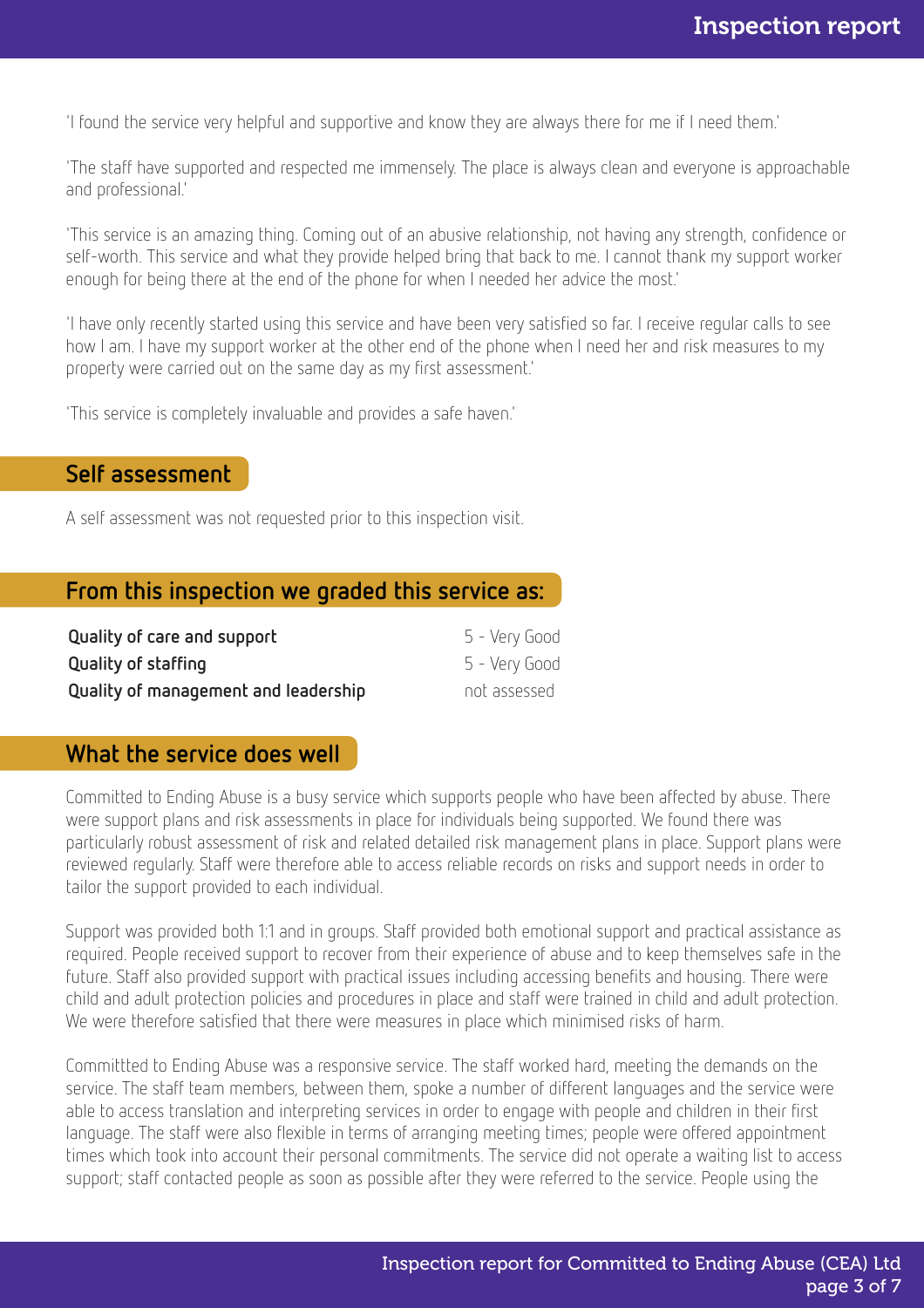'I found the service very helpful and supportive and know they are always there for me if I need them.'

'The staff have supported and respected me immensely. The place is always clean and everyone is approachable and professional.'

'This service is an amazing thing. Coming out of an abusive relationship, not having any strength, confidence or self-worth. This service and what they provide helped bring that back to me. I cannot thank my support worker enough for being there at the end of the phone for when I needed her advice the most.'

'I have only recently started using this service and have been very satisfied so far. I receive regular calls to see how I am. I have my support worker at the other end of the phone when I need her and risk measures to my property were carried out on the same day as my first assessment.'

'This service is completely invaluable and provides a safe haven.'

## Self assessment

A self assessment was not requested prior to this inspection visit.

## From this inspection we graded this service as:

| | |
|---|---|
| **Quality of care and support** | 5 - Very Good |
| **Quality of staffing** | 5 - Very Good |
| **Quality of management and leadership** | not assessed |

## What the service does well

Committed to Ending Abuse is a busy service which supports people who have been affected by abuse. There were support plans and risk assessments in place for individuals being supported. We found there was particularly robust assessment of risk and related detailed risk management plans in place. Support plans were reviewed regularly. Staff were therefore able to access reliable records on risks and support needs in order to tailor the support provided to each individual.

Support was provided both 1:1 and in groups. Staff provided both emotional support and practical assistance as required. People received support to recover from their experience of abuse and to keep themselves safe in the future. Staff also provided support with practical issues including accessing benefits and housing. There were child and adult protection policies and procedures in place and staff were trained in child and adult protection. We were therefore satisfied that there were measures in place which minimised risks of harm.

Committted to Ending Abuse was a responsive service. The staff worked hard, meeting the demands on the service. The staff team members, between them, spoke a number of different languages and the service were able to access translation and interpreting services in order to engage with people and children in their first language. The staff were also flexible in terms of arranging meeting times; people were offered appointment times which took into account their personal commitments. The service did not operate a waiting list to access support; staff contacted people as soon as possible after they were referred to the service. People using the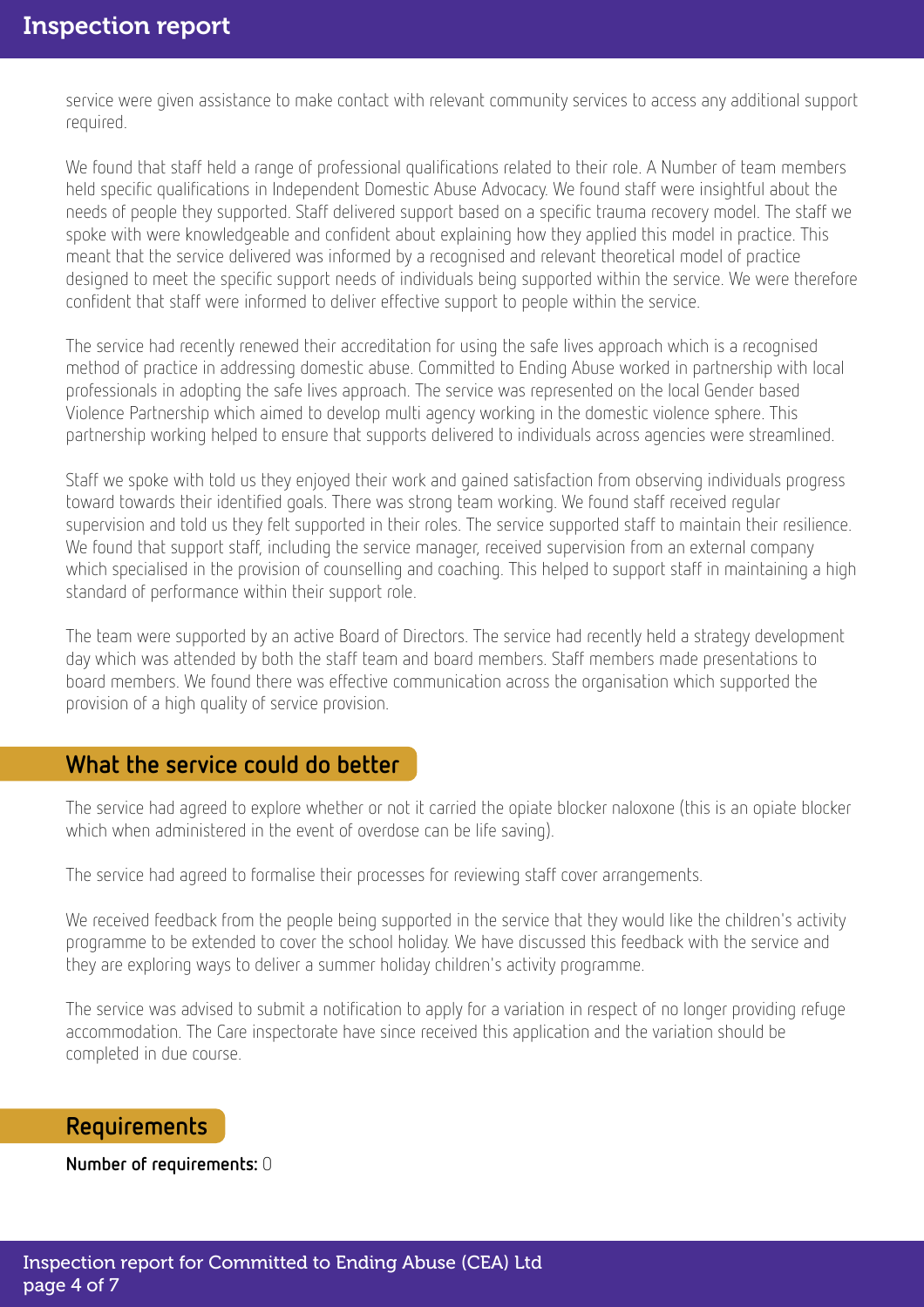service were given assistance to make contact with relevant community services to access any additional support required.

We found that staff held a range of professional qualifications related to their role. A Number of team members held specific qualifications in Independent Domestic Abuse Advocacy. We found staff were insightful about the needs of people they supported. Staff delivered support based on a specific trauma recovery model. The staff we spoke with were knowledgeable and confident about explaining how they applied this model in practice. This meant that the service delivered was informed by a recognised and relevant theoretical model of practice designed to meet the specific support needs of individuals being supported within the service. We were therefore confident that staff were informed to deliver effective support to people within the service.

The service had recently renewed their accreditation for using the safe lives approach which is a recognised method of practice in addressing domestic abuse. Committed to Ending Abuse worked in partnership with local professionals in adopting the safe lives approach. The service was represented on the local Gender based Violence Partnership which aimed to develop multi agency working in the domestic violence sphere. This partnership working helped to ensure that supports delivered to individuals across agencies were streamlined.

Staff we spoke with told us they enjoyed their work and gained satisfaction from observing individuals progress toward towards their identified goals. There was strong team working. We found staff received regular supervision and told us they felt supported in their roles. The service supported staff to maintain their resilience. We found that support staff, including the service manager, received supervision from an external company which specialised in the provision of counselling and coaching. This helped to support staff in maintaining a high standard of performance within their support role.

The team were supported by an active Board of Directors. The service had recently held a strategy development day which was attended by both the staff team and board members. Staff members made presentations to board members. We found there was effective communication across the organisation which supported the provision of a high quality of service provision.

## What the service could do better

The service had agreed to explore whether or not it carried the opiate blocker naloxone (this is an opiate blocker which when administered in the event of overdose can be life saving).

The service had agreed to formalise their processes for reviewing staff cover arrangements.

We received feedback from the people being supported in the service that they would like the children's activity programme to be extended to cover the school holiday. We have discussed this feedback with the service and they are exploring ways to deliver a summer holiday children's activity programme.

The service was advised to submit a notification to apply for a variation in respect of no longer providing refuge accommodation. The Care inspectorate have since received this application and the variation should be completed in due course.

## Requirements

**Number of requirements:** 0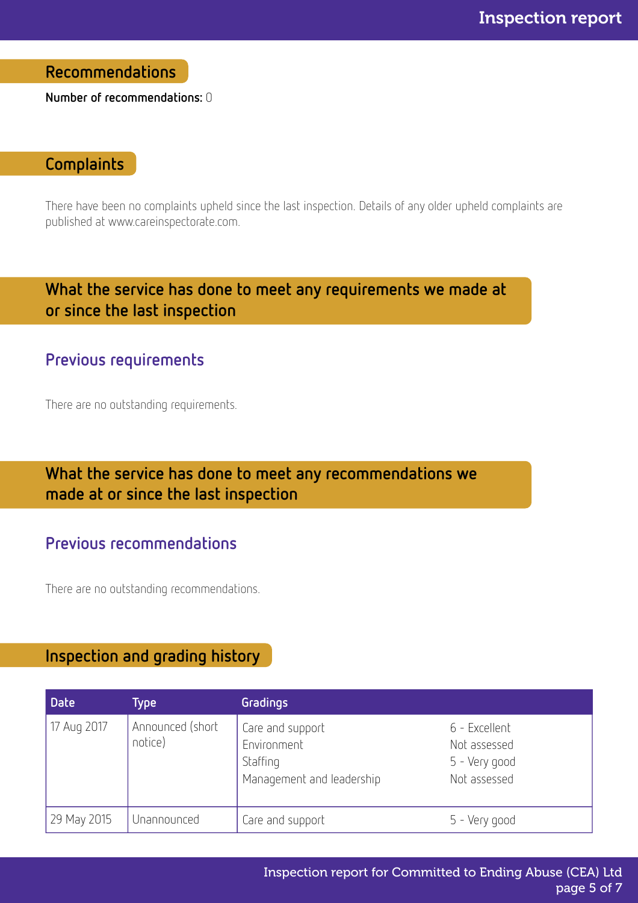## Recommendations

**Number of recommendations:** 0

## Complaints

There have been no complaints upheld since the last inspection. Details of any older upheld complaints are published at www.careinspectorate.com.

## What the service has done to meet any requirements we made at or since the last inspection

### Previous requirements

There are no outstanding requirements.

## What the service has done to meet any recommendations we made at or since the last inspection

### Previous recommendations

There are no outstanding recommendations.

## Inspection and grading history

| Date | Type | Gradings | |
|---|---|---|---|
| 17 Aug 2017 | Announced (short notice) | Care and support<br>Environment<br>Staffing<br>Management and leadership | 6 - Excellent<br>Not assessed<br>5 - Very good<br>Not assessed |
| 29 May 2015 | Unannounced | Care and support | 5 - Very good |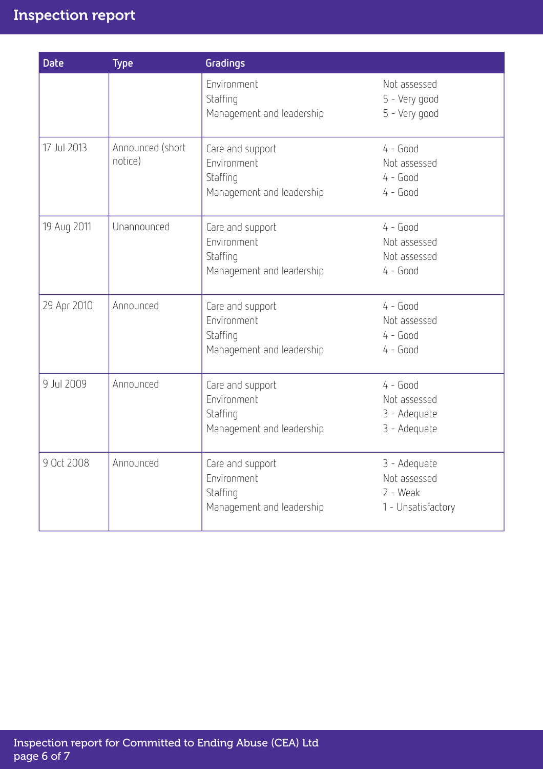| Date | Type | Gradings | |
|---|---|---|---|
| | | Environment<br>Staffing<br>Management and leadership | Not assessed<br>5 - Very good<br>5 - Very good |
| 17 Jul 2013 | Announced (short notice) | Care and support<br>Environment<br>Staffing<br>Management and leadership | 4 - Good<br>Not assessed<br>4 - Good<br>4 - Good |
| 19 Aug 2011 | Unannounced | Care and support<br>Environment<br>Staffing<br>Management and leadership | 4 - Good<br>Not assessed<br>Not assessed<br>4 - Good |
| 29 Apr 2010 | Announced | Care and support<br>Environment<br>Staffing<br>Management and leadership | 4 - Good<br>Not assessed<br>4 - Good<br>4 - Good |
| 9 Jul 2009 | Announced | Care and support<br>Environment<br>Staffing<br>Management and leadership | 4 - Good<br>Not assessed<br>3 - Adequate<br>3 - Adequate |
| 9 Oct 2008 | Announced | Care and support<br>Environment<br>Staffing<br>Management and leadership | 3 - Adequate<br>Not assessed<br>2 - Weak<br>1 - Unsatisfactory |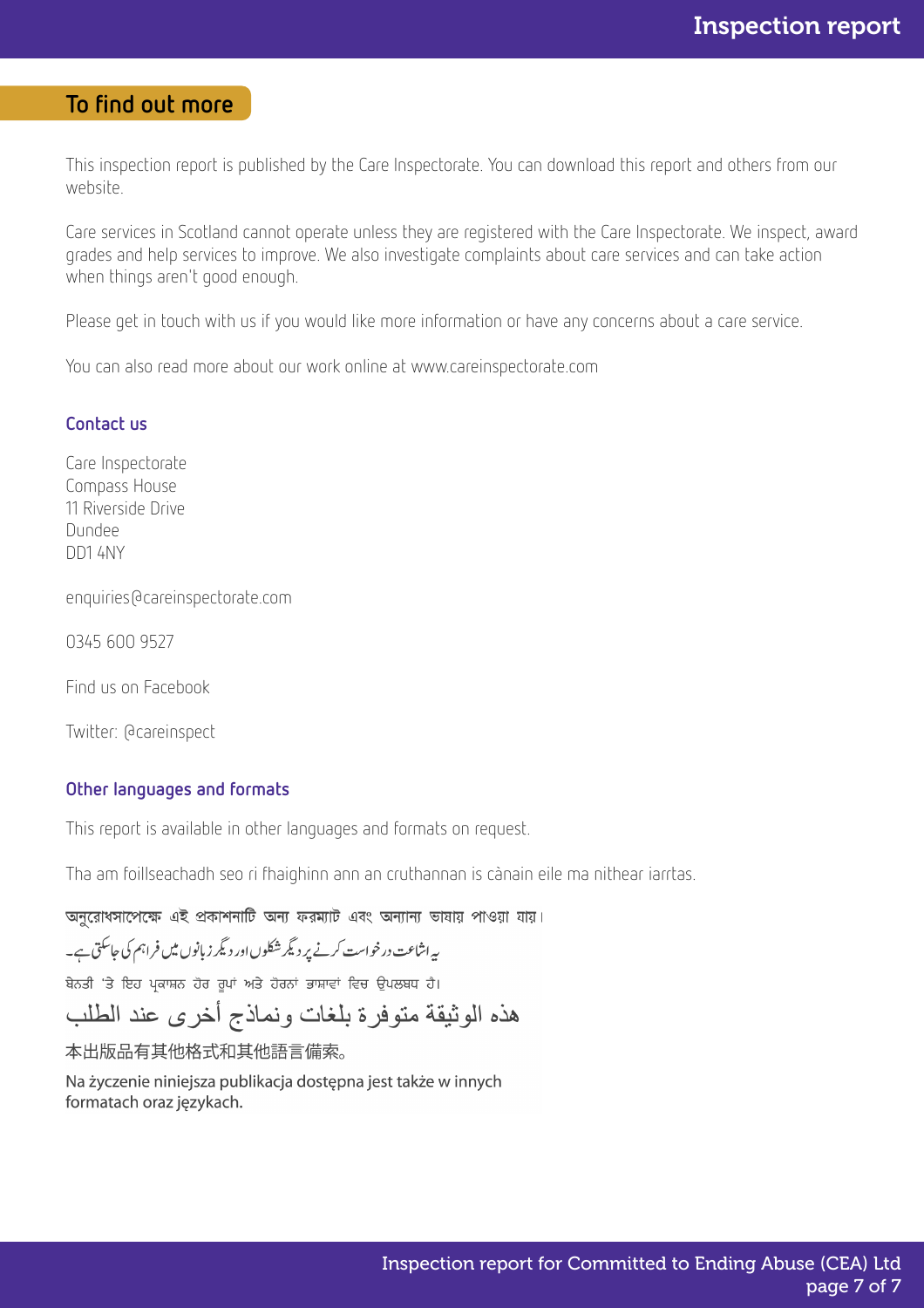## To find out more

This inspection report is published by the Care Inspectorate. You can download this report and others from our website.

Care services in Scotland cannot operate unless they are registered with the Care Inspectorate. We inspect, award grades and help services to improve. We also investigate complaints about care services and can take action when things aren't good enough.

Please get in touch with us if you would like more information or have any concerns about a care service.

You can also read more about our work online at www.careinspectorate.com

### Contact us

Care Inspectorate
Compass House
11 Riverside Drive
Dundee
DD1 4NY

enquiries@careinspectorate.com

0345 600 9527

Find us on Facebook

Twitter: @careinspect

### Other languages and formats

This report is available in other languages and formats on request.

Tha am foillseachadh seo ri fhaighinn ann an cruthannan is cànain eile ma nithear iarrtas.

অনুরোধসাপেক্ষে এই প্রকাশনাটি অন্য ফরম্যাট এবং অন্যান্য ভাষায় পাওয়া যায়।

یہ اشاعت درخواست کرنے پر دیگر شکلوں اور دیگر زبانوں میں فراہم کی جاسکتی ہے۔

ਬੇਨਤੀ 'ਤੇ ਇਹ ਪ੍ਰਕਾਸ਼ਨ ਹੋਰ ਰੂਪਾਂ ਅਤੇ ਹੋਰਨਾਂ ਭਾਸ਼ਾਵਾਂ ਵਿਚ ਉਪਲਬਧ ਹੈ।

هذه الوثيقة متوفرة بلغات ونماذج أخرى عند الطلب

本出版品有其他格式和其他語言備索。

Na życzenie niniejsza publikacja dostępna jest także w innych formatach oraz językach.